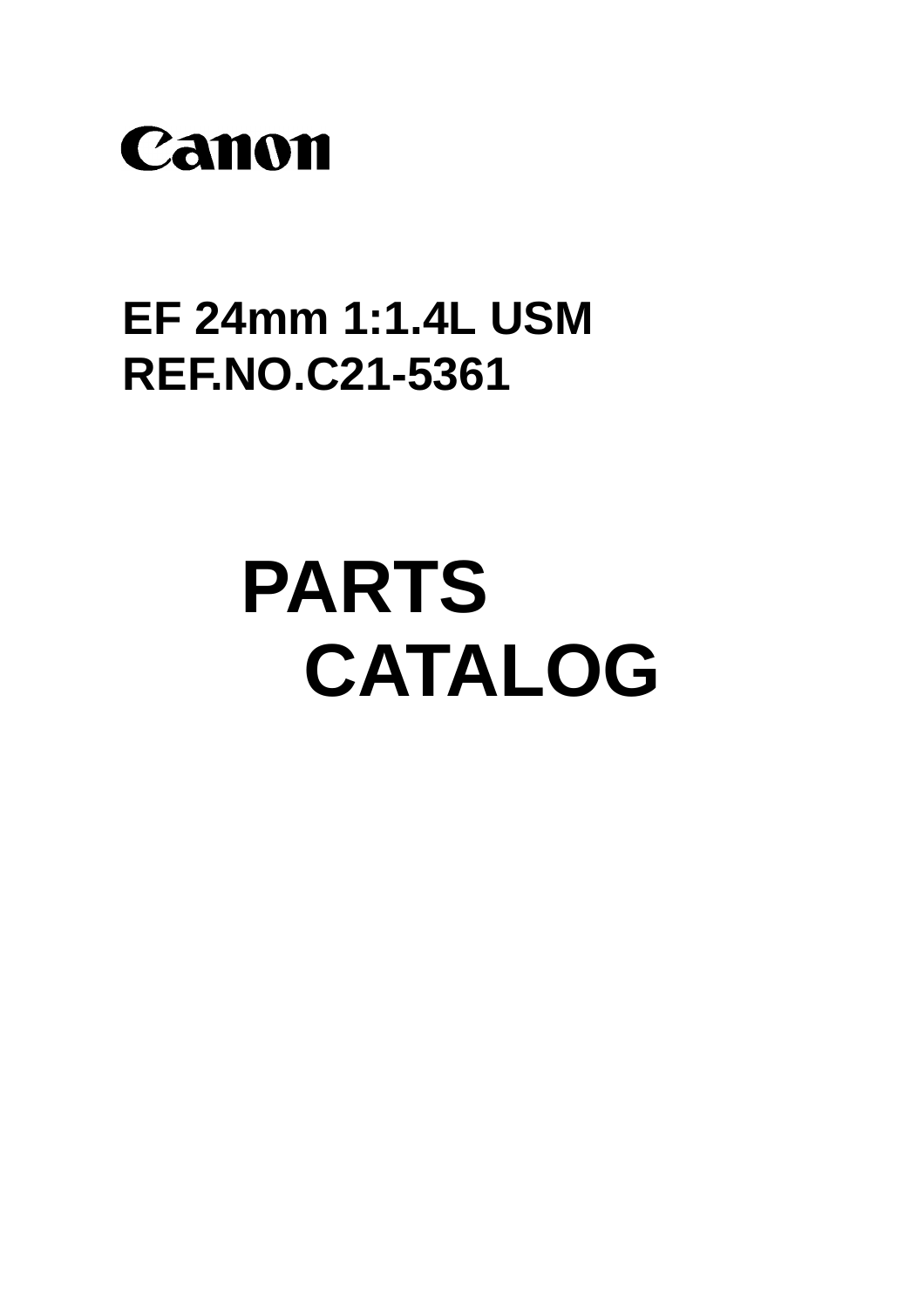Canon

# EF 24mm 1:1.4L USM
# REF.NO.C21-5361

# PARTS CATALOG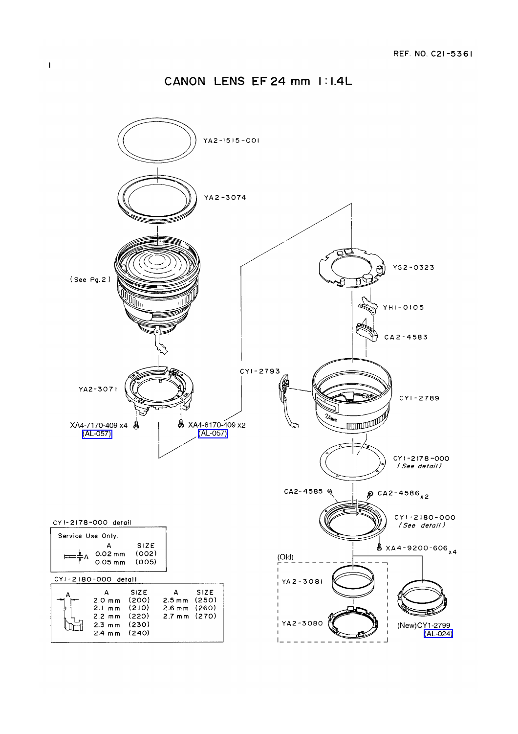REF. NO. C21-5361

# CANON LENS EF 24 mm 1:1.4L

YA2-1515-001

YA2-3074

(See Pg.2)

YG2-0323

YH1-0105

CA2-4583

CY1-2793

YA2-3071

CY1-2789

XA4-7170-409 x4 (AL-057)

XA4-6170-409 x2 (AL-057)

CY1-2178-000 *(See detail)*

CA2-4585

CA2-4586 x2

CY1-2180-000 *(See detail)*

XA4-9200-606 x4

(Old)

YA2-3081

YA2-3080

(New)CY1-2799 (AL-024)

CY1-2178-000 detail

Service Use Only.

| A | SIZE |
|---|---|
| 0.02 mm | (002) |
| 0.05 mm | (005) |

CY1-2180-000 detail

| A | SIZE | A | SIZE |
|---|---|---|---|
| 2.0 mm | (200) | 2.5 mm | (250) |
| 2.1 mm | (210) | 2.6 mm | (260) |
| 2.2 mm | (220) | 2.7 mm | (270) |
| 2.3 mm | (230) | | |
| 2.4 mm | (240) | | |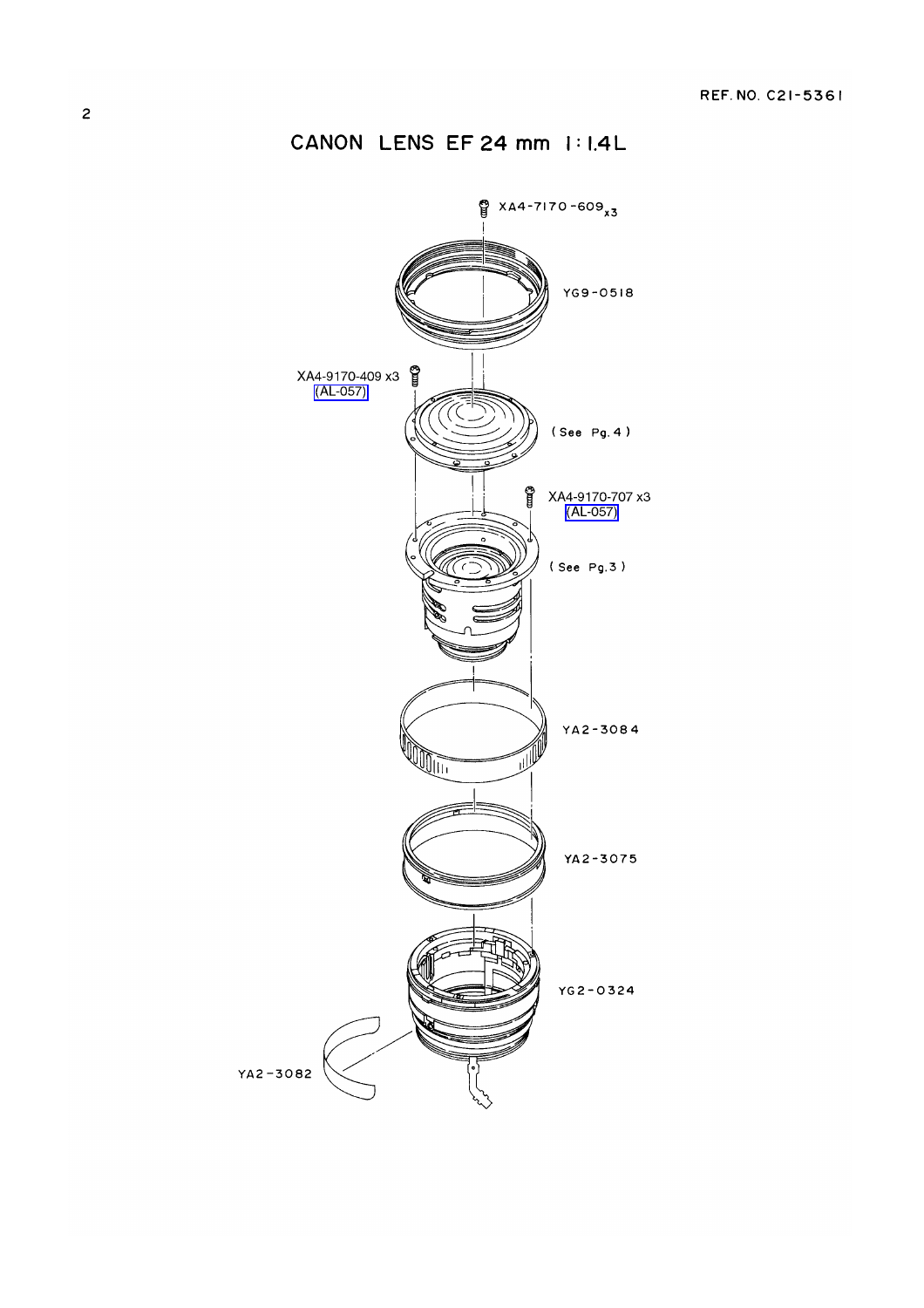REF. NO. C21-5361

# CANON LENS EF 24 mm 1:1.4L

XA4-7170-609 x3

YG9-0518

XA4-9170-409 x3
(AL-057)

(See Pg.4)

XA4-9170-707 x3
(AL-057)

(See Pg.3)

YA2-3084

YA2-3075

YG2-0324

YA2-3082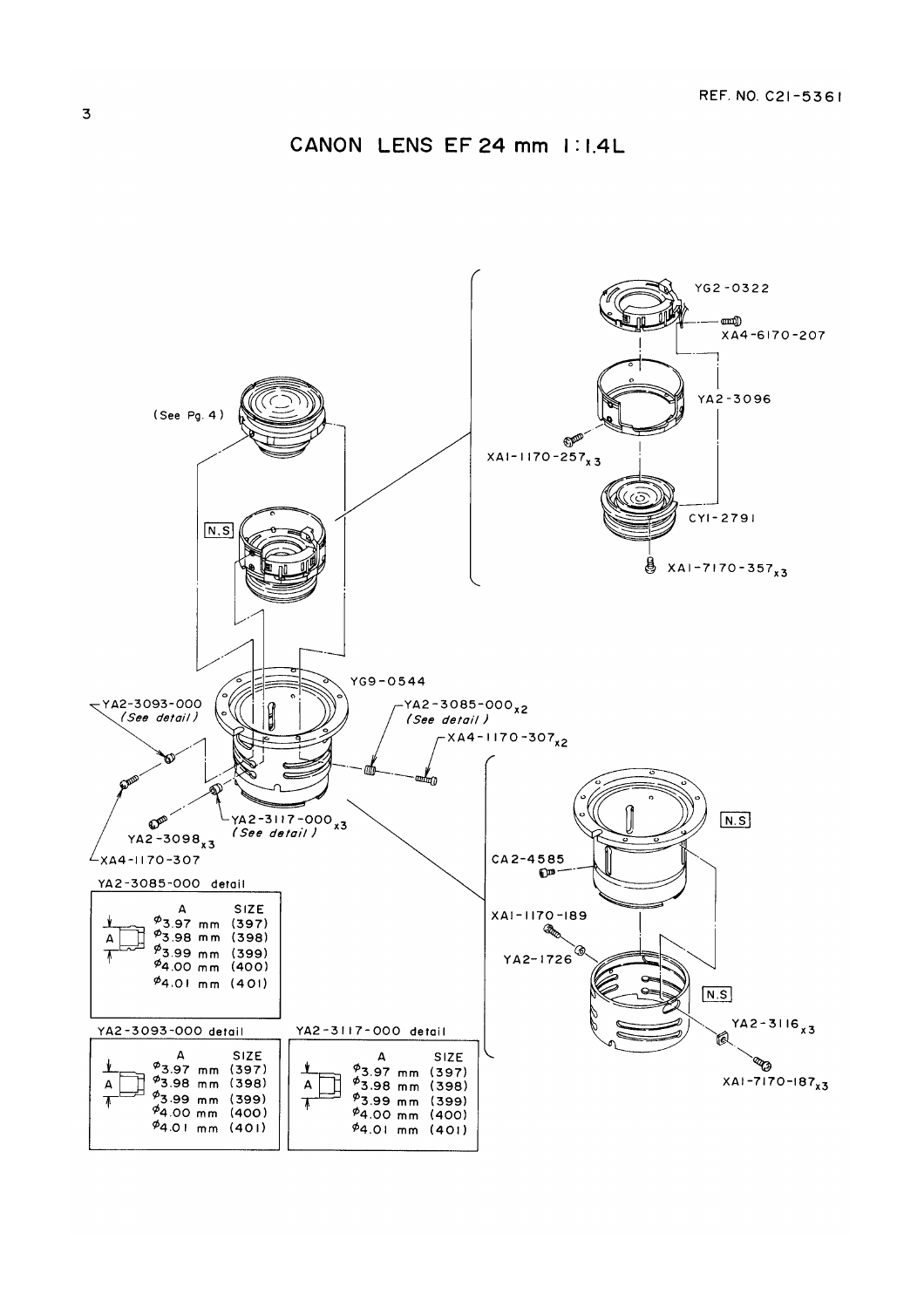REF. NO. C21-5361

# CANON LENS EF 24 mm 1:1.4L

(See Pg. 4)

N.S

YG2-0322

XA4-6170-207

YA2-3096

XA1-1170-257x3

CY1-2791

XA1-7170-357x3

YG9-0544

YA2-3093-000 *(See detail)*

YA2-3085-000x2 *(See detail)*

XA4-1170-307x2

YA2-3117-000x3 *(See detail)*

YA2-3098x3

XA4-1170-307

N.S

CA2-4585

XA1-1170-189

YA2-1726

N.S

YA2-3116x3

XA1-7170-187x3

YA2-3085-000 detail

| A | SIZE |
|---|---|
| φ3.97 mm | (397) |
| φ3.98 mm | (398) |
| φ3.99 mm | (399) |
| φ4.00 mm | (400) |
| φ4.01 mm | (401) |

YA2-3093-000 detail

| A | SIZE |
|---|---|
| φ3.97 mm | (397) |
| φ3.98 mm | (398) |
| φ3.99 mm | (399) |
| φ4.00 mm | (400) |
| φ4.01 mm | (401) |

YA2-3117-000 detail

| A | SIZE |
|---|---|
| φ3.97 mm | (397) |
| φ3.98 mm | (398) |
| φ3.99 mm | (399) |
| φ4.00 mm | (400) |
| φ4.01 mm | (401) |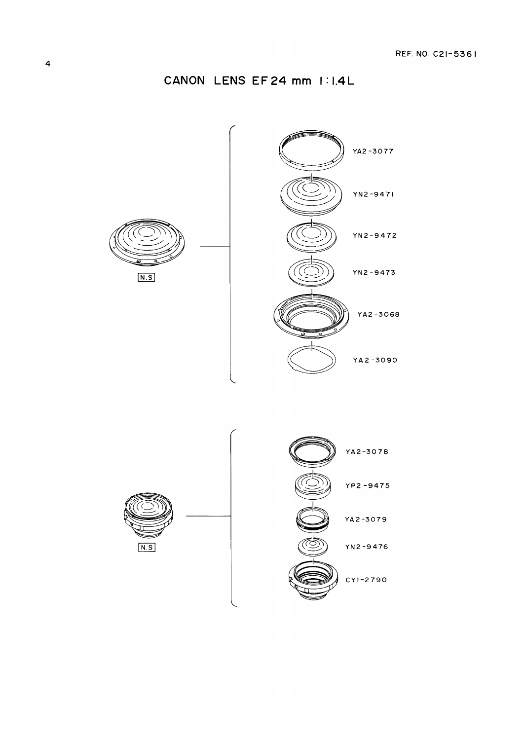REF. NO. C21-5361

# CANON LENS EF 24 mm 1:1.4L

N.S

YA2-3077

YN2-9471

YN2-9472

YN2-9473

YA2-3068

YA2-3090

N.S

YA2-3078

YP2-9475

YA2-3079

YN2-9476

CY1-2790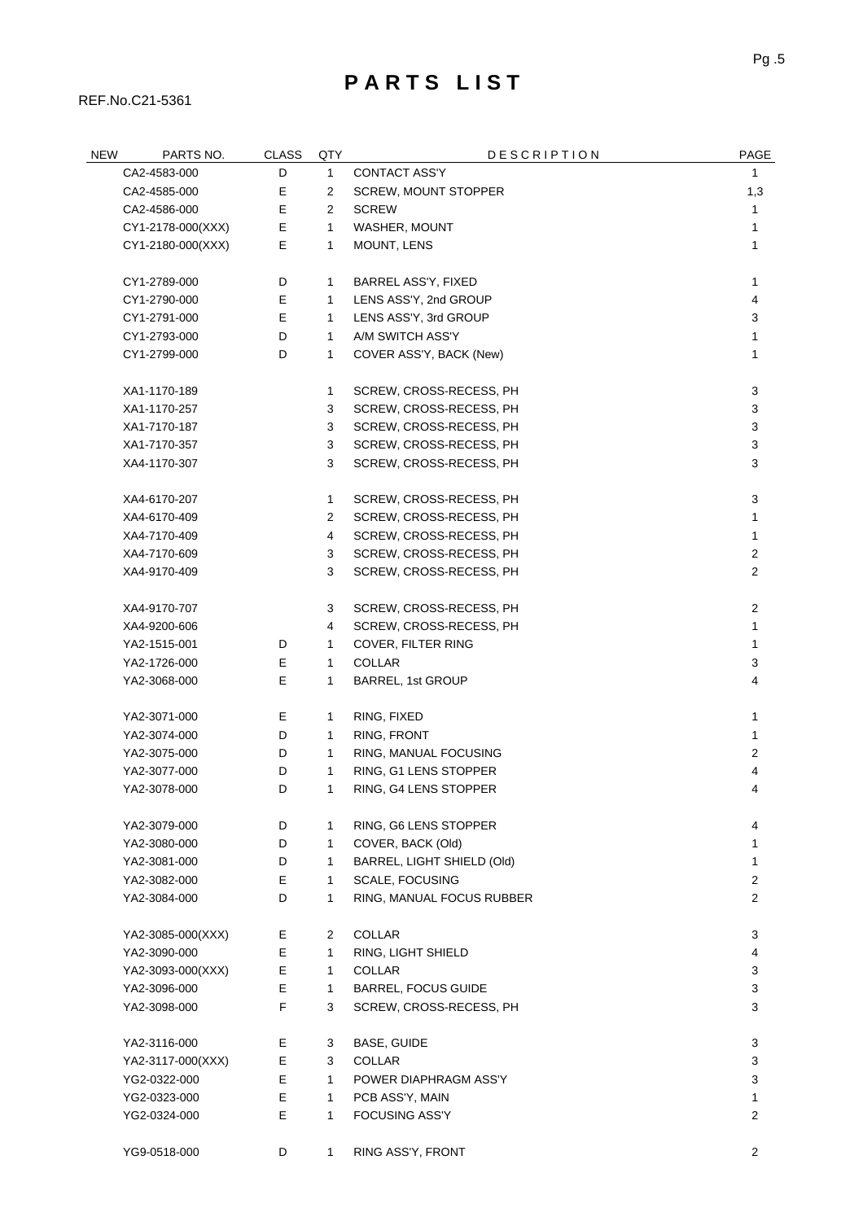# PARTS LIST

REF.No.C21-5361

| NEW | PARTS NO. | CLASS | QTY | DESCRIPTION | PAGE |
|---|---|---|---|---|---|
| | CA2-4583-000 | D | 1 | CONTACT ASS'Y | 1 |
| | CA2-4585-000 | E | 2 | SCREW, MOUNT STOPPER | 1,3 |
| | CA2-4586-000 | E | 2 | SCREW | 1 |
| | CY1-2178-000(XXX) | E | 1 | WASHER, MOUNT | 1 |
| | CY1-2180-000(XXX) | E | 1 | MOUNT, LENS | 1 |
| | CY1-2789-000 | D | 1 | BARREL ASS'Y, FIXED | 1 |
| | CY1-2790-000 | E | 1 | LENS ASS'Y, 2nd GROUP | 4 |
| | CY1-2791-000 | E | 1 | LENS ASS'Y, 3rd GROUP | 3 |
| | CY1-2793-000 | D | 1 | A/M SWITCH ASS'Y | 1 |
| | CY1-2799-000 | D | 1 | COVER ASS'Y, BACK (New) | 1 |
| | XA1-1170-189 | | 1 | SCREW, CROSS-RECESS, PH | 3 |
| | XA1-1170-257 | | 3 | SCREW, CROSS-RECESS, PH | 3 |
| | XA1-7170-187 | | 3 | SCREW, CROSS-RECESS, PH | 3 |
| | XA1-7170-357 | | 3 | SCREW, CROSS-RECESS, PH | 3 |
| | XA4-1170-307 | | 3 | SCREW, CROSS-RECESS, PH | 3 |
| | XA4-6170-207 | | 1 | SCREW, CROSS-RECESS, PH | 3 |
| | XA4-6170-409 | | 2 | SCREW, CROSS-RECESS, PH | 1 |
| | XA4-7170-409 | | 4 | SCREW, CROSS-RECESS, PH | 1 |
| | XA4-7170-609 | | 3 | SCREW, CROSS-RECESS, PH | 2 |
| | XA4-9170-409 | | 3 | SCREW, CROSS-RECESS, PH | 2 |
| | XA4-9170-707 | | 3 | SCREW, CROSS-RECESS, PH | 2 |
| | XA4-9200-606 | | 4 | SCREW, CROSS-RECESS, PH | 1 |
| | YA2-1515-001 | D | 1 | COVER, FILTER RING | 1 |
| | YA2-1726-000 | E | 1 | COLLAR | 3 |
| | YA2-3068-000 | E | 1 | BARREL, 1st GROUP | 4 |
| | YA2-3071-000 | E | 1 | RING, FIXED | 1 |
| | YA2-3074-000 | D | 1 | RING, FRONT | 1 |
| | YA2-3075-000 | D | 1 | RING, MANUAL FOCUSING | 2 |
| | YA2-3077-000 | D | 1 | RING, G1 LENS STOPPER | 4 |
| | YA2-3078-000 | D | 1 | RING, G4 LENS STOPPER | 4 |
| | YA2-3079-000 | D | 1 | RING, G6 LENS STOPPER | 4 |
| | YA2-3080-000 | D | 1 | COVER, BACK (Old) | 1 |
| | YA2-3081-000 | D | 1 | BARREL, LIGHT SHIELD (Old) | 1 |
| | YA2-3082-000 | E | 1 | SCALE, FOCUSING | 2 |
| | YA2-3084-000 | D | 1 | RING, MANUAL FOCUS RUBBER | 2 |
| | YA2-3085-000(XXX) | E | 2 | COLLAR | 3 |
| | YA2-3090-000 | E | 1 | RING, LIGHT SHIELD | 4 |
| | YA2-3093-000(XXX) | E | 1 | COLLAR | 3 |
| | YA2-3096-000 | E | 1 | BARREL, FOCUS GUIDE | 3 |
| | YA2-3098-000 | F | 3 | SCREW, CROSS-RECESS, PH | 3 |
| | YA2-3116-000 | E | 3 | BASE, GUIDE | 3 |
| | YA2-3117-000(XXX) | E | 3 | COLLAR | 3 |
| | YG2-0322-000 | E | 1 | POWER DIAPHRAGM ASS'Y | 3 |
| | YG2-0323-000 | E | 1 | PCB ASS'Y, MAIN | 1 |
| | YG2-0324-000 | E | 1 | FOCUSING ASS'Y | 2 |
| | YG9-0518-000 | D | 1 | RING ASS'Y, FRONT | 2 |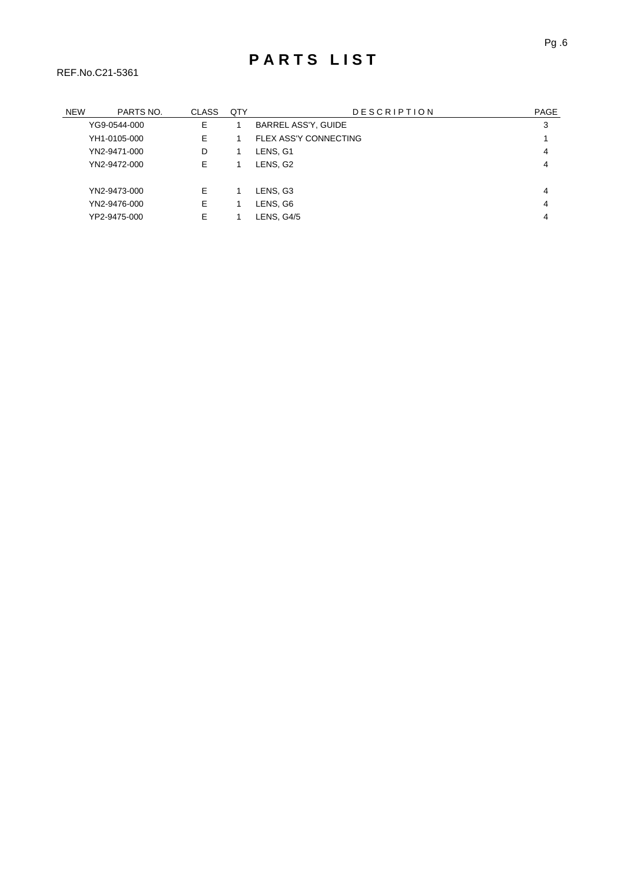# PARTS LIST

REF.No.C21-5361

| NEW | PARTS NO. | CLASS | QTY | DESCRIPTION | PAGE |
|---|---|---|---|---|---|
| | YG9-0544-000 | E | 1 | BARREL ASS'Y, GUIDE | 3 |
| | YH1-0105-000 | E | 1 | FLEX ASS'Y CONNECTING | 1 |
| | YN2-9471-000 | D | 1 | LENS, G1 | 4 |
| | YN2-9472-000 | E | 1 | LENS, G2 | 4 |
| | YN2-9473-000 | E | 1 | LENS, G3 | 4 |
| | YN2-9476-000 | E | 1 | LENS, G6 | 4 |
| | YP2-9475-000 | E | 1 | LENS, G4/5 | 4 |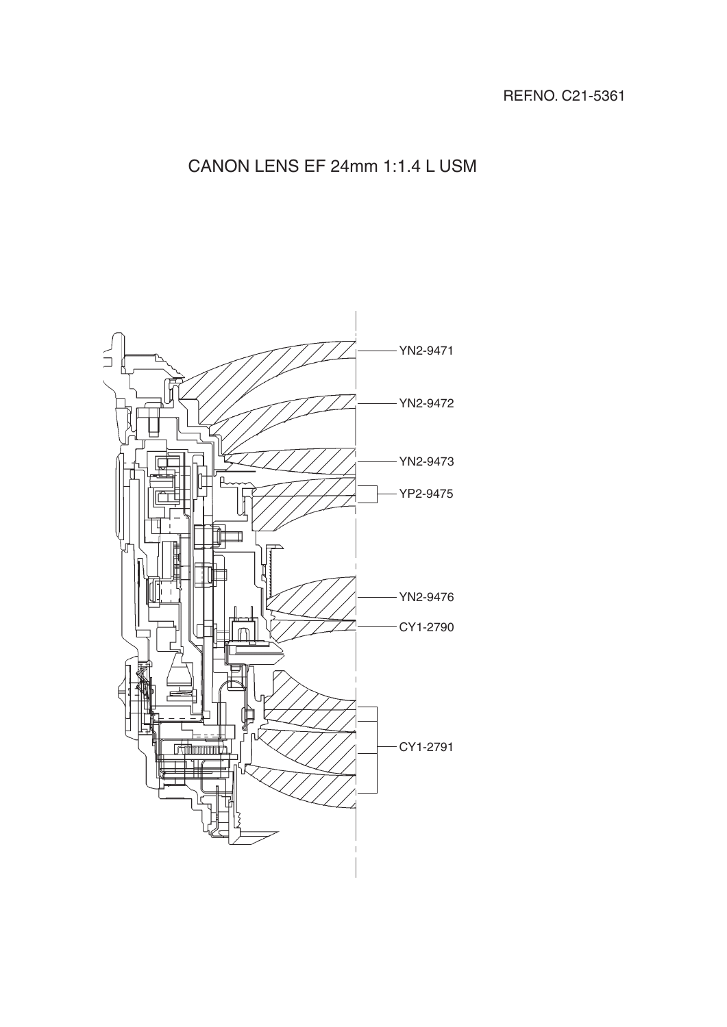REF.NO. C21-5361

# CANON LENS EF 24mm 1:1.4 L USM

YN2-9471

YN2-9472

YN2-9473

YP2-9475

YN2-9476

CY1-2790

CY1-2791